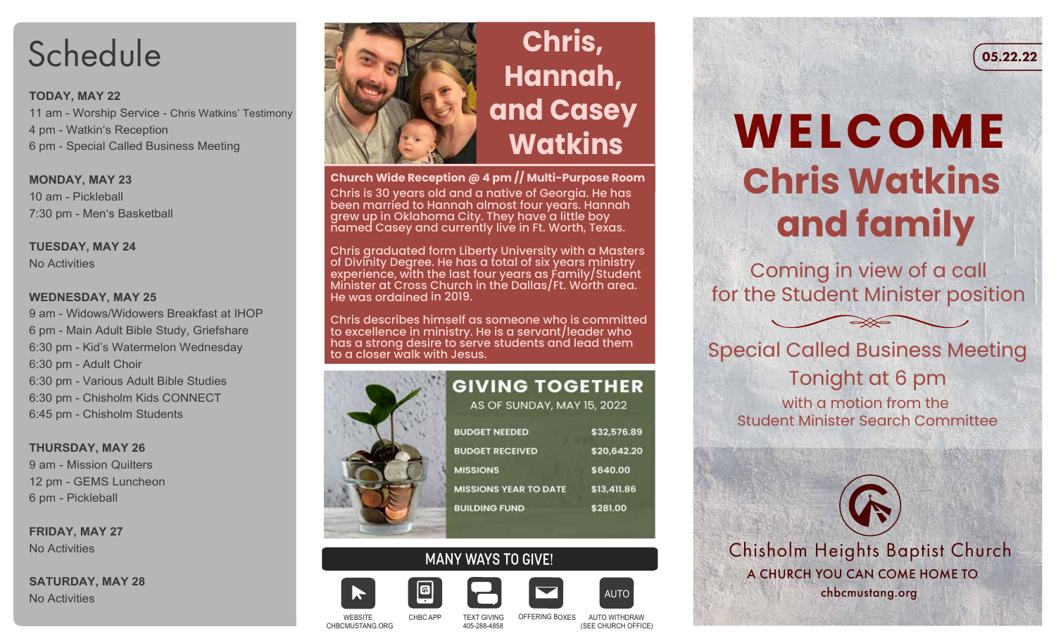# Schedule

**TODAY, MAY 22**
11 am - Worship Service - Chris Watkins' Testimony
4 pm - Watkin's Reception
6 pm - Special Called Business Meeting

**MONDAY, MAY 23**
10 am - Pickleball
7:30 pm - Men's Basketball

**TUESDAY, MAY 24**
No Activities

**WEDNESDAY, MAY 25**
9 am - Widows/Widowers Breakfast at IHOP
6 pm - Main Adult Bible Study, Griefshare
6:30 pm - Kid's Watermelon Wednesday
6:30 pm - Adult Choir
6:30 pm - Various Adult Bible Studies
6:30 pm - Chisholm Kids CONNECT
6:45 pm - Chisholm Students

**THURSDAY, MAY 26**
9 am - Mission Quilters
12 pm - GEMS Luncheon
6 pm - Pickleball

**FRIDAY, MAY 27**
No Activities

**SATURDAY, MAY 28**
No Activities

# Chris, Hannah, and Casey Watkins

**Church Wide Reception @ 4 pm // Multi-Purpose Room**

Chris is 30 years old and a native of Georgia. He has been married to Hannah almost four years. Hannah grew up in Oklahoma City. They have a little boy named Casey and currently live in Ft. Worth, Texas.

Chris graduated form Liberty University with a Masters of Divinity Degree. He has a total of six years ministry experience, with the last four years as Family/Student Minister at Cross Church in the Dallas/Ft. Worth area. He was ordained in 2019.

Chris describes himself as someone who is committed to excellence in ministry. He is a servant/leader who has a strong desire to serve students and lead them to a closer walk with Jesus.

## GIVING TOGETHER

AS OF SUNDAY, MAY 15, 2022

| | |
|---|---|
| BUDGET NEEDED | $32,576.89 |
| BUDGET RECEIVED | $20,642.20 |
| MISSIONS | $640.00 |
| MISSIONS YEAR TO DATE | $13,411.86 |
| BUILDING FUND | $281.00 |

## MANY WAYS TO GIVE!

- WEBSITE CHBCMUSTANG.ORG
- CHBC APP
- TEXT GIVING 405-288-4858
- OFFERING BOXES
- AUTO WITHDRAW (SEE CHURCH OFFICE)

05.22.22

# WELCOME
## Chris Watkins and family

Coming in view of a call for the Student Minister position

Special Called Business Meeting
Tonight at 6 pm
with a motion from the Student Minister Search Committee

Chisholm Heights Baptist Church
A CHURCH YOU CAN COME HOME TO
chbcmustang.org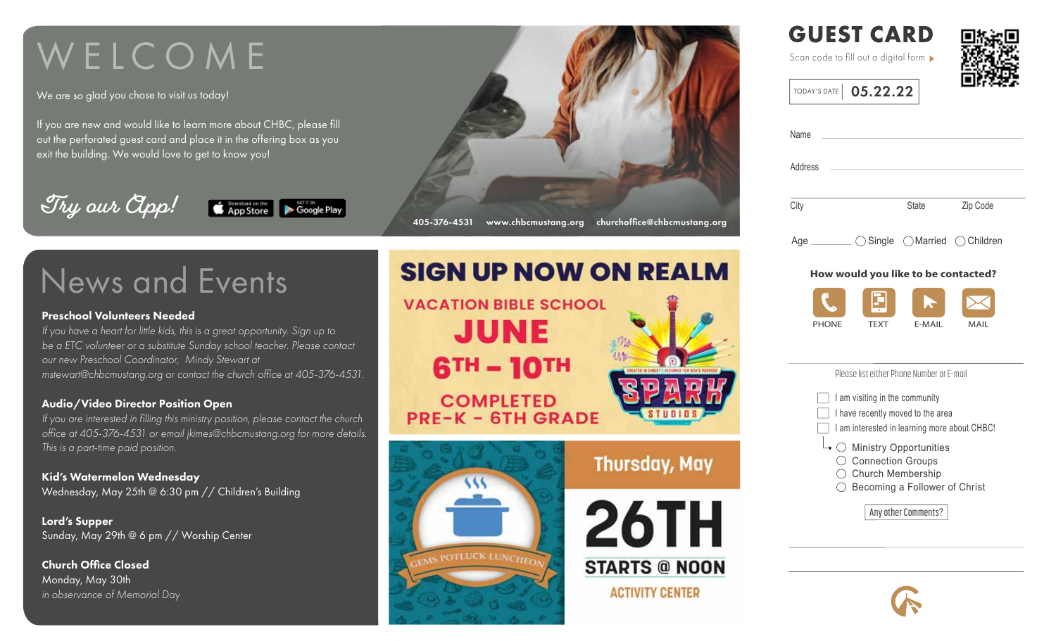# WELCOME

We are so glad you chose to visit us today!

If you are new and would like to learn more about CHBC, please fill out the perforated guest card and place it in the offering box as you exit the building. We would love to get to know you!

Try our App! Download on the App Store | Get it on Google Play

405-376-4531 www.chbcmustang.org churchoffice@chbcmustang.org

# News and Events

**Preschool Volunteers Needed**
*If you have a heart for little kids, this is a great opportunity. Sign up to be a ETC volunteer or a substitute Sunday school teacher. Please contact our new Preschool Coordinator, Mindy Stewart at mstewart@chbcmustang.org or contact the church office at 405-376-4531.*

**Audio/Video Director Position Open**
*If you are interested in filling this ministry position, please contact the church office at 405-376-4531 or email jkimes@chbcmustang.org for more details. This is a part-time paid position.*

**Kid's Watermelon Wednesday**
Wednesday, May 25th @ 6:30 pm // Children's Building

**Lord's Supper**
Sunday, May 29th @ 6 pm // Worship Center

**Church Office Closed**
Monday, May 30th
*in observance of Memorial Day*

**SIGN UP NOW ON REALM**

VACATION BIBLE SCHOOL
JUNE
6TH – 10TH
COMPLETED PRE-K – 6TH GRADE

SPARK STUDIOS — CREATED IN CHRIST • DESIGNED FOR GOD'S PURPOSE

GEMS POTLUCK LUNCHEON
Thursday, May
26TH
STARTS @ NOON
ACTIVITY CENTER

# GUEST CARD

Scan code to fill out a digital form ▸

TODAY'S DATE 05.22.22

Name ____________________

Address ____________________

City ________ State ________ Zip Code ________

Age ________ ○ Single ○ Married ○ Children

**How would you like to be contacted?**

PHONE | TEXT | E-MAIL | MAIL

Please list either Phone Number or E-mail

☐ I am visiting in the community
☐ I have recently moved to the area
☐ I am interested in learning more about CHBC!
- ○ Ministry Opportunities
- ○ Connection Groups
- ○ Church Membership
- ○ Becoming a Follower of Christ

Any other Comments?